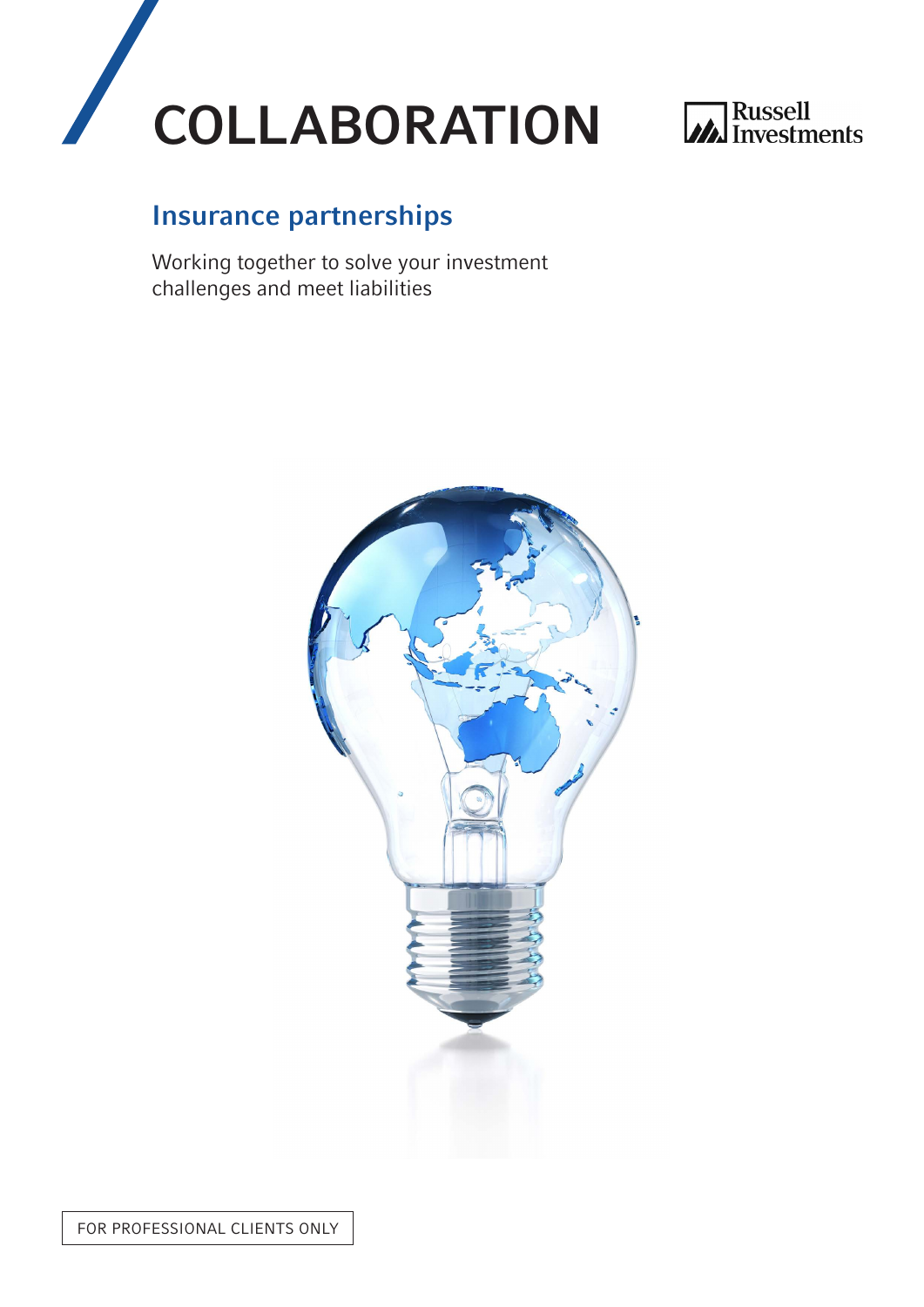# COLLABORATION

Russell Investments

## Insurance partnerships

Working together to solve your investment challenges and meet liabilities

FOR PROFESSIONAL CLIENTS ONLY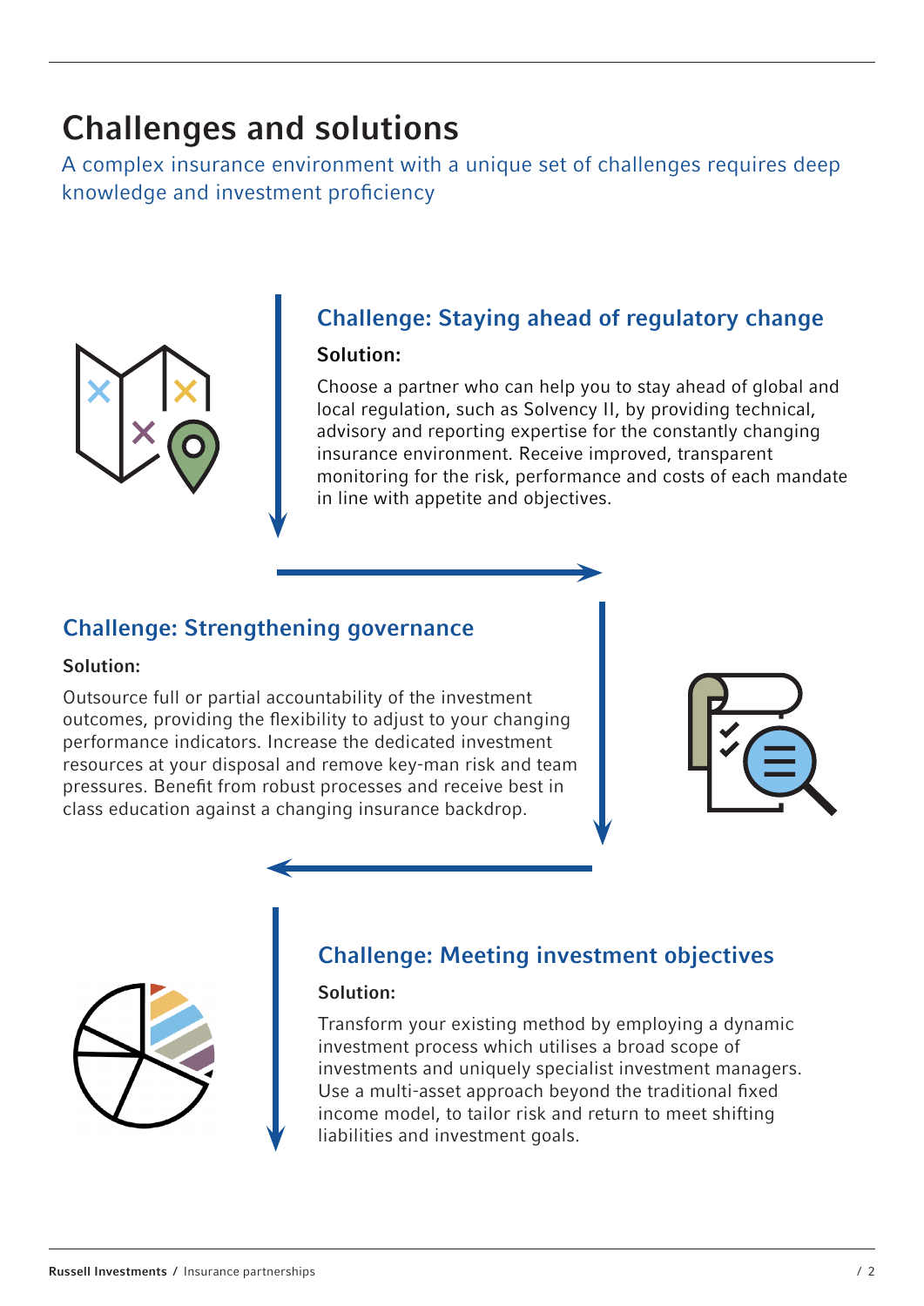# Challenges and solutions

A complex insurance environment with a unique set of challenges requires deep knowledge and investment proficiency

## Challenge: Staying ahead of regulatory change

**Solution:**

Choose a partner who can help you to stay ahead of global and local regulation, such as Solvency II, by providing technical, advisory and reporting expertise for the constantly changing insurance environment. Receive improved, transparent monitoring for the risk, performance and costs of each mandate in line with appetite and objectives.

## Challenge: Strengthening governance

**Solution:**

Outsource full or partial accountability of the investment outcomes, providing the flexibility to adjust to your changing performance indicators. Increase the dedicated investment resources at your disposal and remove key-man risk and team pressures. Benefit from robust processes and receive best in class education against a changing insurance backdrop.

## Challenge: Meeting investment objectives

**Solution:**

Transform your existing method by employing a dynamic investment process which utilises a broad scope of investments and uniquely specialist investment managers. Use a multi-asset approach beyond the traditional fixed income model, to tailor risk and return to meet shifting liabilities and investment goals.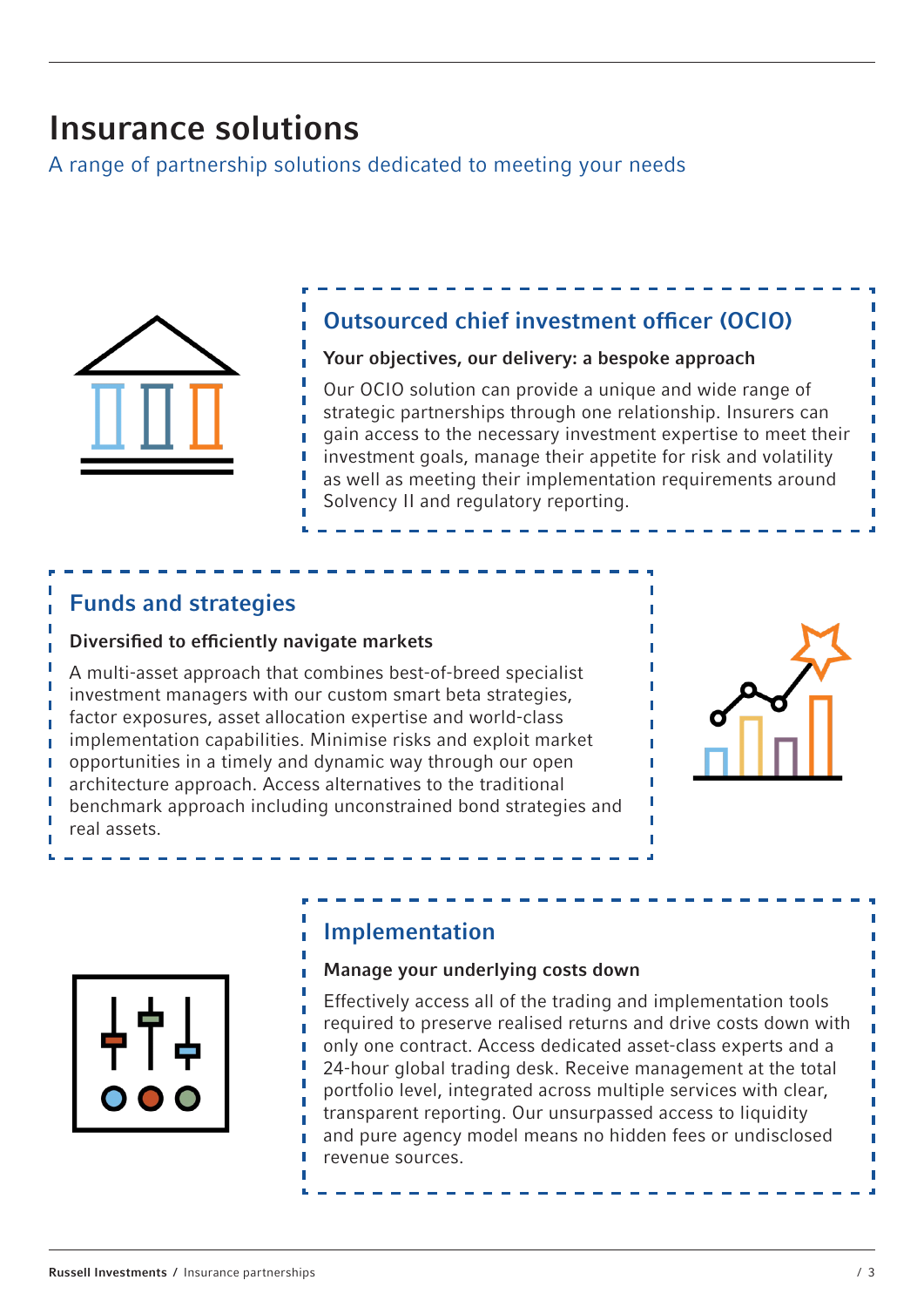# Insurance solutions

A range of partnership solutions dedicated to meeting your needs

## Outsourced chief investment officer (OCIO)

**Your objectives, our delivery: a bespoke approach**

Our OCIO solution can provide a unique and wide range of strategic partnerships through one relationship. Insurers can gain access to the necessary investment expertise to meet their investment goals, manage their appetite for risk and volatility as well as meeting their implementation requirements around Solvency II and regulatory reporting.

## Funds and strategies

**Diversified to efficiently navigate markets**

A multi-asset approach that combines best-of-breed specialist investment managers with our custom smart beta strategies, factor exposures, asset allocation expertise and world-class implementation capabilities. Minimise risks and exploit market opportunities in a timely and dynamic way through our open architecture approach. Access alternatives to the traditional benchmark approach including unconstrained bond strategies and real assets.

## Implementation

**Manage your underlying costs down**

Effectively access all of the trading and implementation tools required to preserve realised returns and drive costs down with only one contract. Access dedicated asset-class experts and a 24-hour global trading desk. Receive management at the total portfolio level, integrated across multiple services with clear, transparent reporting. Our unsurpassed access to liquidity and pure agency model means no hidden fees or undisclosed revenue sources.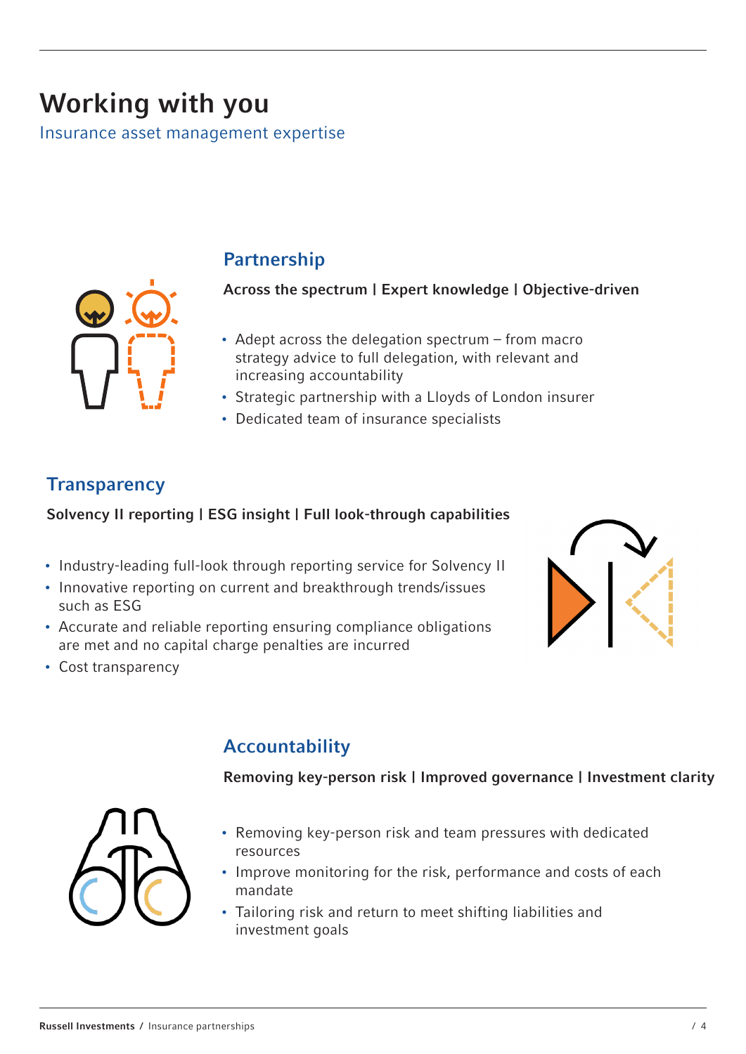# Working with you

Insurance asset management expertise

## Partnership

**Across the spectrum | Expert knowledge | Objective-driven**

- Adept across the delegation spectrum – from macro strategy advice to full delegation, with relevant and increasing accountability
- Strategic partnership with a Lloyds of London insurer
- Dedicated team of insurance specialists

## Transparency

**Solvency II reporting | ESG insight | Full look-through capabilities**

- Industry-leading full-look through reporting service for Solvency II
- Innovative reporting on current and breakthrough trends/issues such as ESG
- Accurate and reliable reporting ensuring compliance obligations are met and no capital charge penalties are incurred
- Cost transparency

## Accountability

**Removing key-person risk | Improved governance | Investment clarity**

- Removing key-person risk and team pressures with dedicated resources
- Improve monitoring for the risk, performance and costs of each mandate
- Tailoring risk and return to meet shifting liabilities and investment goals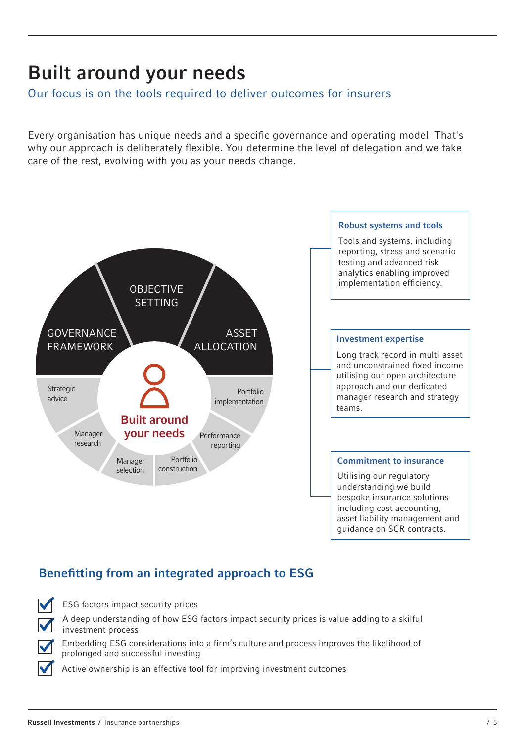# Built around your needs

Our focus is on the tools required to deliver outcomes for insurers

Every organisation has unique needs and a specific governance and operating model. That's why our approach is deliberately flexible. You determine the level of delegation and we take care of the rest, evolving with you as your needs change.

OBJECTIVE SETTING

GOVERNANCE FRAMEWORK

ASSET ALLOCATION

Strategic advice

Portfolio implementation

Manager research

Performance reporting

Manager selection

Portfolio construction

**Built around your needs**

**Robust systems and tools**

Tools and systems, including reporting, stress and scenario testing and advanced risk analytics enabling improved implementation efficiency.

**Investment expertise**

Long track record in multi-asset and unconstrained fixed income utilising our open architecture approach and our dedicated manager research and strategy teams.

**Commitment to insurance**

Utilising our regulatory understanding we build bespoke insurance solutions including cost accounting, asset liability management and guidance on SCR contracts.

## Benefitting from an integrated approach to ESG

- ESG factors impact security prices
- A deep understanding of how ESG factors impact security prices is value-adding to a skilful investment process
- Embedding ESG considerations into a firm's culture and process improves the likelihood of prolonged and successful investing
- Active ownership is an effective tool for improving investment outcomes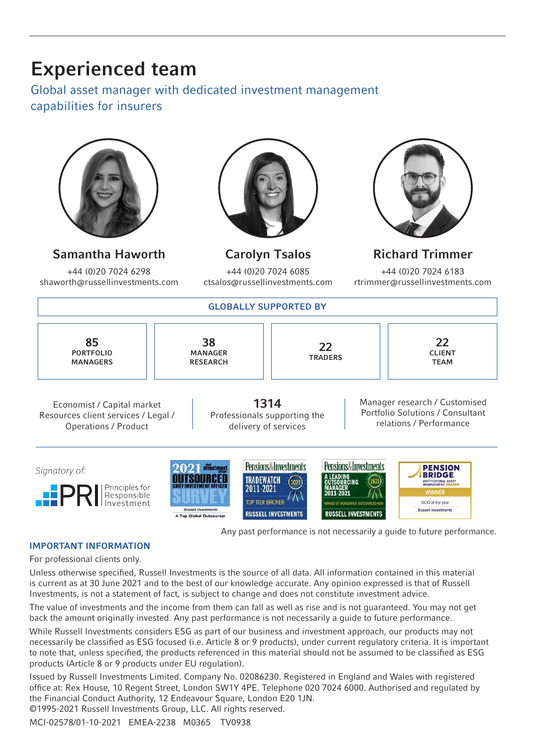# Experienced team

Global asset manager with dedicated investment management capabilities for insurers

**Samantha Haworth**
+44 (0)20 7024 6298
shaworth@russellinvestments.com

**Carolyn Tsalos**
+44 (0)20 7024 6085
ctsalos@russellinvestments.com

**Richard Trimmer**
+44 (0)20 7024 6183
rtrimmer@russellinvestments.com

**GLOBALLY SUPPORTED BY**

| 85 PORTFOLIO MANAGERS | 38 MANAGER RESEARCH | 22 TRADERS | 22 CLIENT TEAM |
|---|---|---|---|

Economist / Capital market Resources client services / Legal / Operations / Product

**1314**
Professionals supporting the delivery of services

Manager research / Customised Portfolio Solutions / Consultant relations / Performance

*Signatory of:*

PRI Principles for Responsible Investment

2021 chief investment officer OUTSOURCED CHIEF INVESTMENT OFFICER SURVEY Russell Investments A Top Global Outsourcer

Pensions&Investments TRADEWATCH 2011-2021 TOP TIER BROKER RUSSELL INVESTMENTS

Pensions&Investments A LEADING OUTSOURCING MANAGER 2011-2021 RANKED BY WORLDWIDE OUTSOURCED AUM RUSSELL INVESTMENTS

PENSION BRIDGE INSTITUTIONAL ASSET MANAGEMENT AWARDS WINNER OCIO of the year Russell Investments

Any past performance is not necessarily a guide to future performance.

### IMPORTANT INFORMATION

For professional clients only.

Unless otherwise specified, Russell Investments is the source of all data. All information contained in this material is current as at 30 June 2021 and to the best of our knowledge accurate. Any opinion expressed is that of Russell Investments, is not a statement of fact, is subject to change and does not constitute investment advice.

The value of investments and the income from them can fall as well as rise and is not guaranteed. You may not get back the amount originally invested. Any past performance is not necessarily a guide to future performance.

While Russell Investments considers ESG as part of our business and investment approach, our products may not necessarily be classified as ESG focused (i.e. Article 8 or 9 products), under current regulatory criteria. It is important to note that, unless specified, the products referenced in this material should not be assumed to be classified as ESG products (Article 8 or 9 products under EU regulation).

Issued by Russell Investments Limited. Company No. 02086230. Registered in England and Wales with registered office at: Rex House, 10 Regent Street, London SW1Y 4PE. Telephone 020 7024 6000. Authorised and regulated by the Financial Conduct Authority, 12 Endeavour Square, London E20 1JN.
©1995-2021 Russell Investments Group, LLC. All rights reserved.

MCI-02578/01-10-2021 EMEA-2238 M0365 TV0938